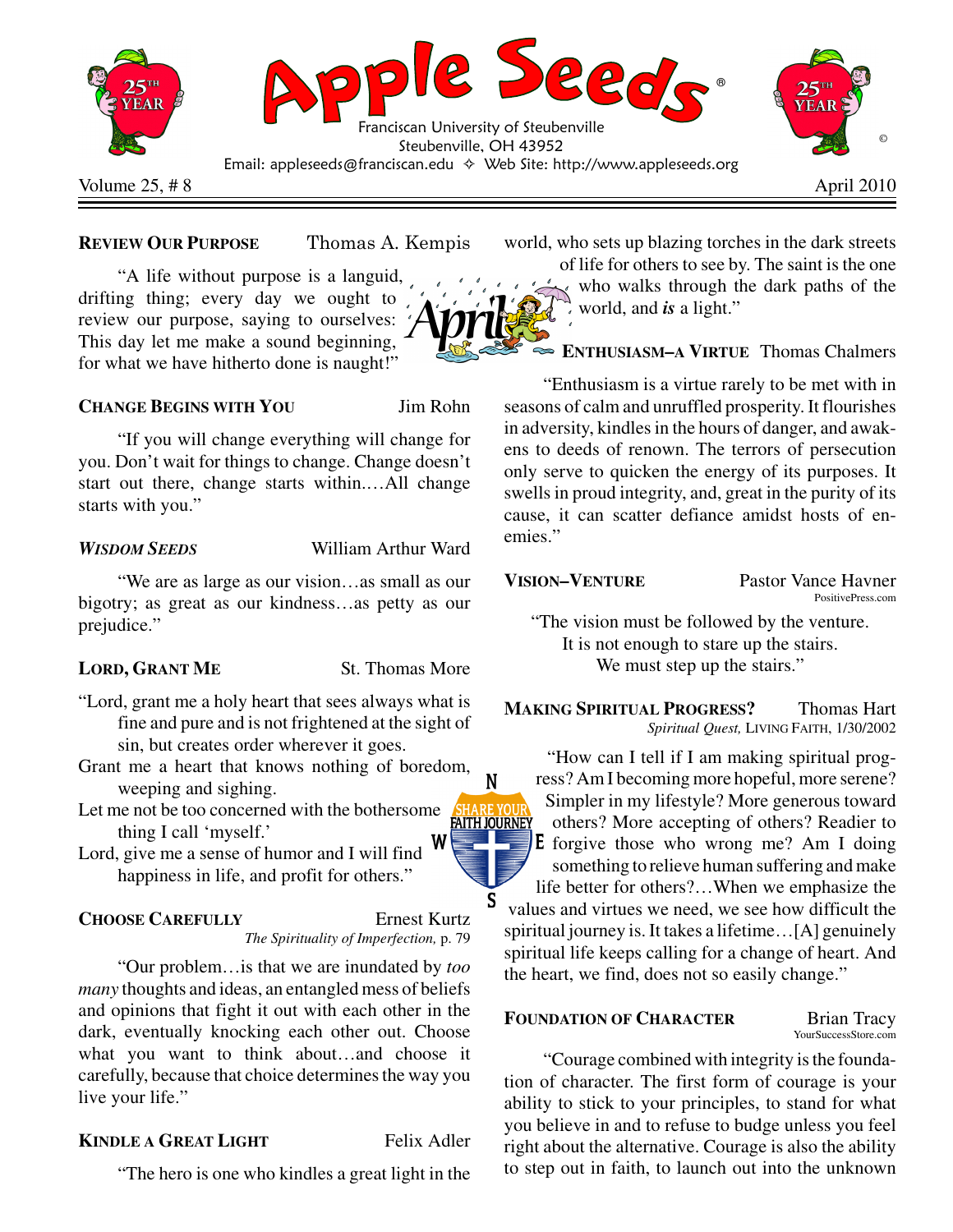# Apple Seeds®

Franciscan University of Steubenville
Steubenville, OH 43952
Email: appleseeds@franciscan.edu ✧ Web Site: http://www.appleseeds.org

Volume 25, # 8 — April 2010

**REVIEW OUR PURPOSE** — Thomas A. Kempis

"A life without purpose is a languid, drifting thing; every day we ought to review our purpose, saying to ourselves: This day let me make a sound beginning, for what we have hitherto done is naught!"

**CHANGE BEGINS WITH YOU** — Jim Rohn

"If you will change everything will change for you. Don't wait for things to change. Change doesn't start out there, change starts within.…All change starts with you."

***WISDOM SEEDS*** — William Arthur Ward

"We are as large as our vision…as small as our bigotry; as great as our kindness…as petty as our prejudice."

**LORD, GRANT ME** — St. Thomas More

"Lord, grant me a holy heart that sees always what is fine and pure and is not frightened at the sight of sin, but creates order wherever it goes.
Grant me a heart that knows nothing of boredom, weeping and sighing.
Let me not be too concerned with the bothersome thing I call 'myself.'
Lord, give me a sense of humor and I will find happiness in life, and profit for others."

**CHOOSE CAREFULLY** — Ernest Kurtz
*The Spirituality of Imperfection,* p. 79

"Our problem…is that we are inundated by *too many* thoughts and ideas, an entangled mess of beliefs and opinions that fight it out with each other in the dark, eventually knocking each other out. Choose what you want to think about…and choose it carefully, because that choice determines the way you live your life."

**KINDLE A GREAT LIGHT** — Felix Adler

"The hero is one who kindles a great light in the world, who sets up blazing torches in the dark streets of life for others to see by. The saint is the one who walks through the dark paths of the world, and ***is*** a light."

**ENTHUSIASM–A VIRTUE** — Thomas Chalmers

"Enthusiasm is a virtue rarely to be met with in seasons of calm and unruffled prosperity. It flourishes in adversity, kindles in the hours of danger, and awakens to deeds of renown. The terrors of persecution only serve to quicken the energy of its purposes. It swells in proud integrity, and, great in the purity of its cause, it can scatter defiance amidst hosts of enemies."

**VISION–VENTURE** — Pastor Vance Havner
PositivePress.com

"The vision must be followed by the venture.
It is not enough to stare up the stairs.
We must step up the stairs."

**MAKING SPIRITUAL PROGRESS?** — Thomas Hart
*Spiritual Quest,* LIVING FAITH, 1/30/2002

"How can I tell if I am making spiritual progress? Am I becoming more hopeful, more serene? Simpler in my lifestyle? More generous toward others? More accepting of others? Readier to forgive those who wrong me? Am I doing something to relieve human suffering and make life better for others?…When we emphasize the values and virtues we need, we see how difficult the spiritual journey is. It takes a lifetime…[A] genuinely spiritual life keeps calling for a change of heart. And the heart, we find, does not so easily change."

**FOUNDATION OF CHARACTER** — Brian Tracy
YourSuccessStore.com

"Courage combined with integrity is the foundation of character. The first form of courage is your ability to stick to your principles, to stand for what you believe in and to refuse to budge unless you feel right about the alternative. Courage is also the ability to step out in faith, to launch out into the unknown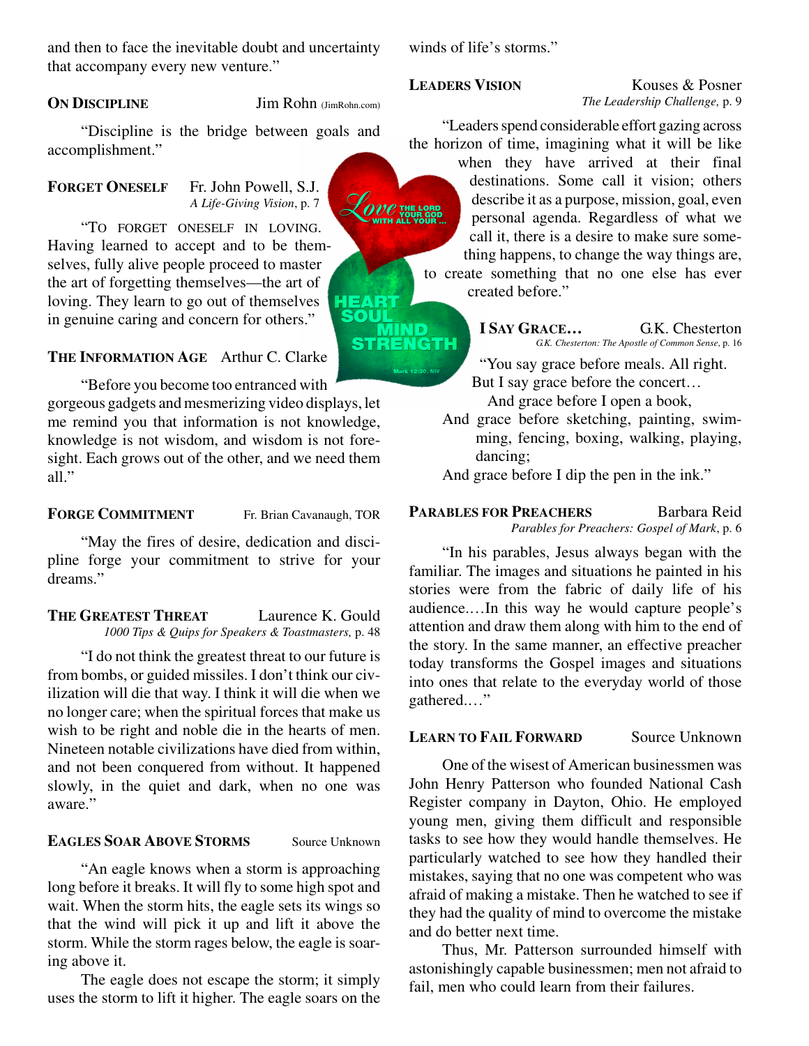and then to face the inevitable doubt and uncertainty that accompany every new venture."

**ON DISCIPLINE** Jim Rohn (JimRohn.com)

"Discipline is the bridge between goals and accomplishment."

**FORGET ONESELF** Fr. John Powell, S.J.
*A Life-Giving Vision*, p. 7

"TO FORGET ONESELF IN LOVING. Having learned to accept and to be themselves, fully alive people proceed to master the art of forgetting themselves—the art of loving. They learn to go out of themselves in genuine caring and concern for others."

**THE INFORMATION AGE** Arthur C. Clarke

"Before you become too entranced with gorgeous gadgets and mesmerizing video displays, let me remind you that information is not knowledge, knowledge is not wisdom, and wisdom is not foresight. Each grows out of the other, and we need them all."

**FORGE COMMITMENT** Fr. Brian Cavanaugh, TOR

"May the fires of desire, dedication and discipline forge your commitment to strive for your dreams."

**THE GREATEST THREAT** Laurence K. Gould
*1000 Tips & Quips for Speakers & Toastmasters*, p. 48

"I do not think the greatest threat to our future is from bombs, or guided missiles. I don't think our civilization will die that way. I think it will die when we no longer care; when the spiritual forces that make us wish to be right and noble die in the hearts of men. Nineteen notable civilizations have died from within, and not been conquered from without. It happened slowly, in the quiet and dark, when no one was aware."

**EAGLES SOAR ABOVE STORMS** Source Unknown

"An eagle knows when a storm is approaching long before it breaks. It will fly to some high spot and wait. When the storm hits, the eagle sets its wings so that the wind will pick it up and lift it above the storm. While the storm rages below, the eagle is soaring above it.

The eagle does not escape the storm; it simply uses the storm to lift it higher. The eagle soars on the winds of life's storms."

Love THE LORD YOUR GOD WITH ALL YOUR ...
HEART
SOUL
MIND
STRENGTH
Mark 12:30, NIV

**LEADERS VISION** Kouses & Posner
*The Leadership Challenge*, p. 9

"Leaders spend considerable effort gazing across the horizon of time, imagining what it will be like when they have arrived at their final destinations. Some call it vision; others describe it as a purpose, mission, goal, even personal agenda. Regardless of what we call it, there is a desire to make sure something happens, to change the way things are, to create something that no one else has ever created before."

**I SAY GRACE…** G.K. Chesterton
*G.K. Chesterton: The Apostle of Common Sense*, p. 16

"You say grace before meals. All right.
But I say grace before the concert…
And grace before I open a book,
And grace before sketching, painting, swimming, fencing, boxing, walking, playing, dancing;
And grace before I dip the pen in the ink."

**PARABLES FOR PREACHERS** Barbara Reid
*Parables for Preachers: Gospel of Mark*, p. 6

"In his parables, Jesus always began with the familiar. The images and situations he painted in his stories were from the fabric of daily life of his audience.…In this way he would capture people's attention and draw them along with him to the end of the story. In the same manner, an effective preacher today transforms the Gospel images and situations into ones that relate to the everyday world of those gathered.…"

**LEARN TO FAIL FORWARD** Source Unknown

One of the wisest of American businessmen was John Henry Patterson who founded National Cash Register company in Dayton, Ohio. He employed young men, giving them difficult and responsible tasks to see how they would handle themselves. He particularly watched to see how they handled their mistakes, saying that no one was competent who was afraid of making a mistake. Then he watched to see if they had the quality of mind to overcome the mistake and do better next time.

Thus, Mr. Patterson surrounded himself with astonishingly capable businessmen; men not afraid to fail, men who could learn from their failures.